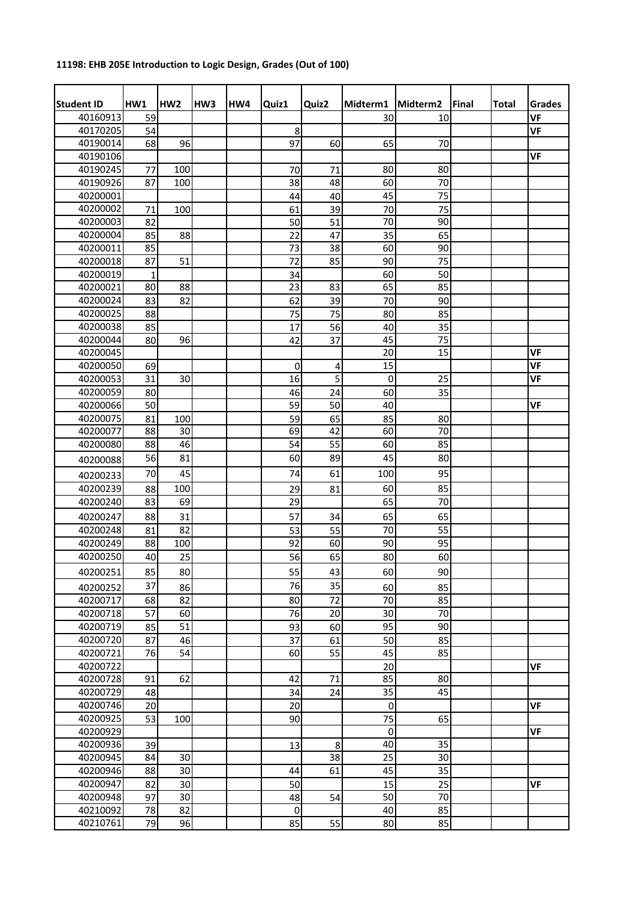**11198: EHB 205E Introduction to Logic Design, Grades (Out of 100)**

| Student ID | HW1 | HW2 | HW3 | HW4 | Quiz1 | Quiz2 | Midterm1 | Midterm2 | Final | Total | Grades |
|---|---|---|---|---|---|---|---|---|---|---|---|
| 40160913 | 59 | | | | | | 30 | 10 | | | VF |
| 40170205 | 54 | | | | 8 | | | | | | VF |
| 40190014 | 68 | 96 | | | 97 | 60 | 65 | 70 | | | |
| 40190106 | | | | | | | | | | | VF |
| 40190245 | 77 | 100 | | | 70 | 71 | 80 | 80 | | | |
| 40190926 | 87 | 100 | | | 38 | 48 | 60 | 70 | | | |
| 40200001 | | | | | 44 | 40 | 45 | 75 | | | |
| 40200002 | 71 | 100 | | | 61 | 39 | 70 | 75 | | | |
| 40200003 | 82 | | | | 50 | 51 | 70 | 90 | | | |
| 40200004 | 85 | 88 | | | 22 | 47 | 35 | 65 | | | |
| 40200011 | 85 | | | | 73 | 38 | 60 | 90 | | | |
| 40200018 | 87 | 51 | | | 72 | 85 | 90 | 75 | | | |
| 40200019 | 1 | | | | 34 | | 60 | 50 | | | |
| 40200021 | 80 | 88 | | | 23 | 83 | 65 | 85 | | | |
| 40200024 | 83 | 82 | | | 62 | 39 | 70 | 90 | | | |
| 40200025 | 88 | | | | 75 | 75 | 80 | 85 | | | |
| 40200038 | 85 | | | | 17 | 56 | 40 | 35 | | | |
| 40200044 | 80 | 96 | | | 42 | 37 | 45 | 75 | | | |
| 40200045 | | | | | | | 20 | 15 | | | VF |
| 40200050 | 69 | | | | 0 | 4 | 15 | | | | VF |
| 40200053 | 31 | 30 | | | 16 | 5 | 0 | 25 | | | VF |
| 40200059 | 80 | | | | 46 | 24 | 60 | 35 | | | |
| 40200066 | 50 | | | | 59 | 50 | 40 | | | | VF |
| 40200075 | 81 | 100 | | | 59 | 65 | 85 | 80 | | | |
| 40200077 | 88 | 30 | | | 69 | 42 | 60 | 70 | | | |
| 40200080 | 88 | 46 | | | 54 | 55 | 60 | 85 | | | |
| 40200088 | 56 | 81 | | | 60 | 89 | 45 | 80 | | | |
| 40200233 | 70 | 45 | | | 74 | 61 | 100 | 95 | | | |
| 40200239 | 88 | 100 | | | 29 | 81 | 60 | 85 | | | |
| 40200240 | 83 | 69 | | | 29 | | 65 | 70 | | | |
| 40200247 | 88 | 31 | | | 57 | 34 | 65 | 65 | | | |
| 40200248 | 81 | 82 | | | 53 | 55 | 70 | 55 | | | |
| 40200249 | 88 | 100 | | | 92 | 60 | 90 | 95 | | | |
| 40200250 | 40 | 25 | | | 56 | 65 | 80 | 60 | | | |
| 40200251 | 85 | 80 | | | 55 | 43 | 60 | 90 | | | |
| 40200252 | 37 | 86 | | | 76 | 35 | 60 | 85 | | | |
| 40200717 | 68 | 82 | | | 80 | 72 | 70 | 85 | | | |
| 40200718 | 57 | 60 | | | 76 | 20 | 30 | 70 | | | |
| 40200719 | 85 | 51 | | | 93 | 60 | 95 | 90 | | | |
| 40200720 | 87 | 46 | | | 37 | 61 | 50 | 85 | | | |
| 40200721 | 76 | 54 | | | 60 | 55 | 45 | 85 | | | |
| 40200722 | | | | | | | 20 | | | | VF |
| 40200728 | 91 | 62 | | | 42 | 71 | 85 | 80 | | | |
| 40200729 | 48 | | | | 34 | 24 | 35 | 45 | | | |
| 40200746 | 20 | | | | 20 | | 0 | | | | VF |
| 40200925 | 53 | 100 | | | 90 | | 75 | 65 | | | |
| 40200929 | | | | | | | 0 | | | | VF |
| 40200936 | 39 | | | | 13 | 8 | 40 | 35 | | | |
| 40200945 | 84 | 30 | | | | 38 | 25 | 30 | | | |
| 40200946 | 88 | 30 | | | 44 | 61 | 45 | 35 | | | |
| 40200947 | 82 | 30 | | | 50 | | 15 | 25 | | | VF |
| 40200948 | 97 | 30 | | | 48 | 54 | 50 | 70 | | | |
| 40210092 | 78 | 82 | | | 0 | | 40 | 85 | | | |
| 40210761 | 79 | 96 | | | 85 | 55 | 80 | 85 | | | |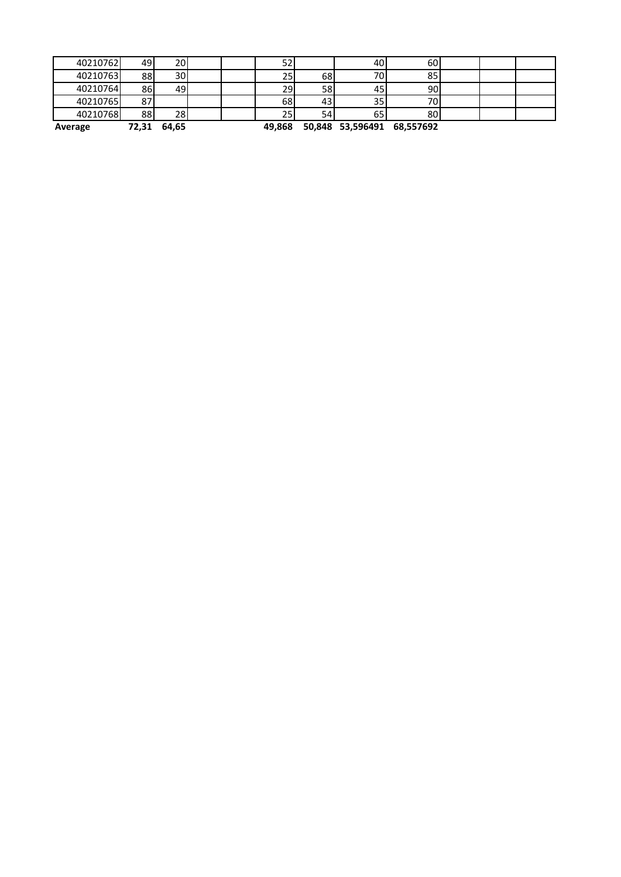| | | | | | | | | | | | |
|---|---|---|---|---|---|---|---|---|---|---|---|
| 40210762 | 49 | 20 | | | 52 | | 40 | 60 | | | |
| 40210763 | 88 | 30 | | | 25 | 68 | 70 | 85 | | | |
| 40210764 | 86 | 49 | | | 29 | 58 | 45 | 90 | | | |
| 40210765 | 87 | | | | 68 | 43 | 35 | 70 | | | |
| 40210768 | 88 | 28 | | | 25 | 54 | 65 | 80 | | | |
| **Average** | **72,31** | **64,65** | | | **49,868** | **50,848** | **53,596491** | **68,557692** | | | |